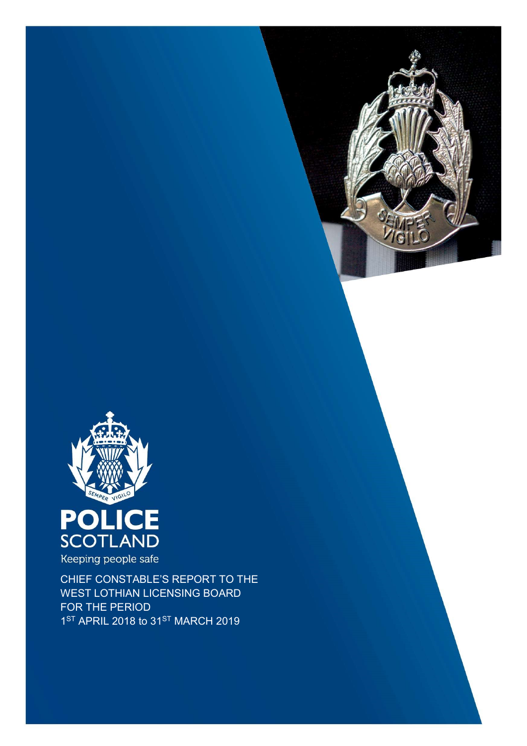POLICE
SCOTLAND
Keeping people safe

CHIEF CONSTABLE'S REPORT TO THE WEST LOTHIAN LICENSING BOARD FOR THE PERIOD 1ST APRIL 2018 to 31ST MARCH 2019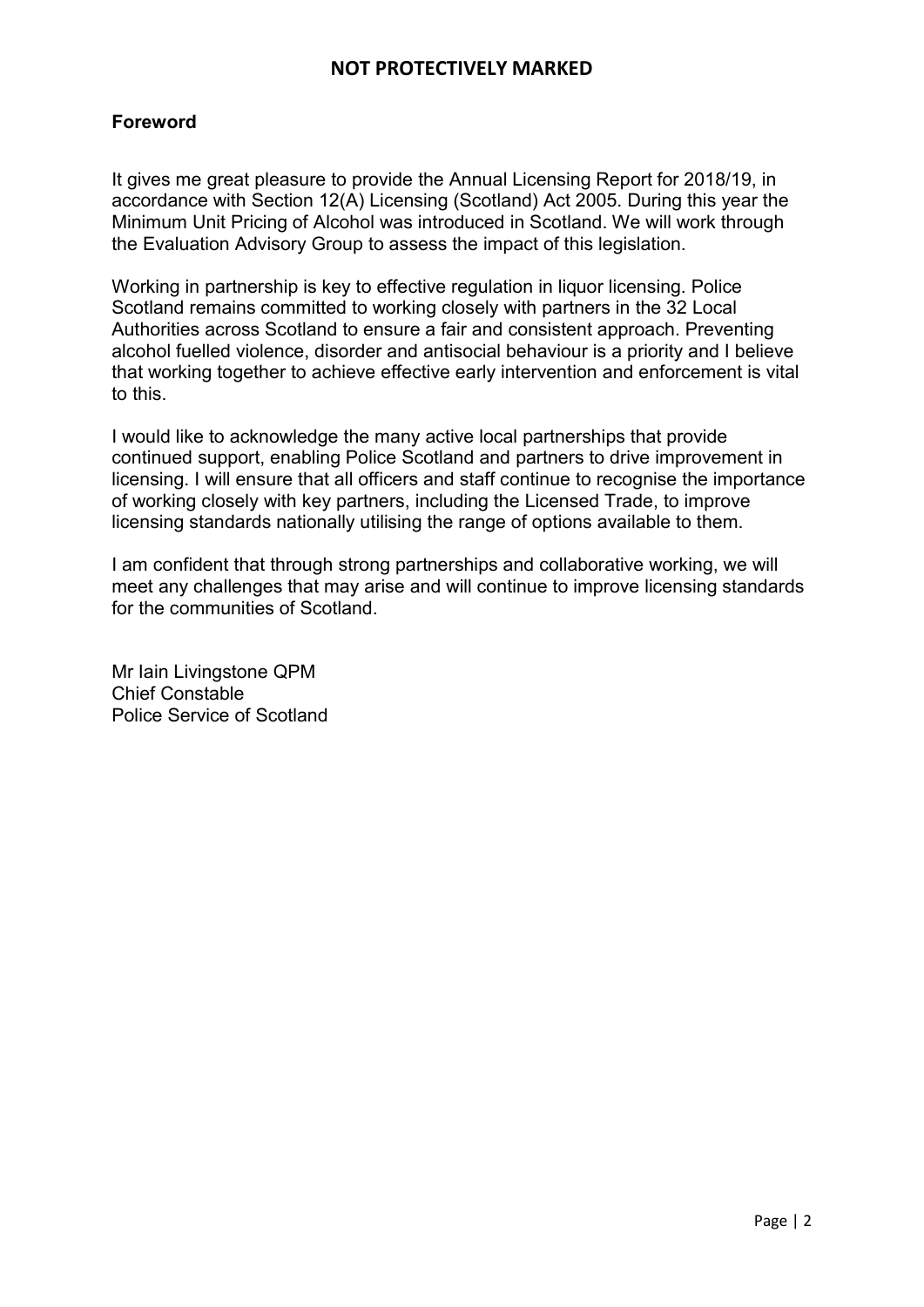## Foreword

It gives me great pleasure to provide the Annual Licensing Report for 2018/19, in accordance with Section 12(A) Licensing (Scotland) Act 2005. During this year the Minimum Unit Pricing of Alcohol was introduced in Scotland. We will work through the Evaluation Advisory Group to assess the impact of this legislation.

Working in partnership is key to effective regulation in liquor licensing. Police Scotland remains committed to working closely with partners in the 32 Local Authorities across Scotland to ensure a fair and consistent approach. Preventing alcohol fuelled violence, disorder and antisocial behaviour is a priority and I believe that working together to achieve effective early intervention and enforcement is vital to this.

I would like to acknowledge the many active local partnerships that provide continued support, enabling Police Scotland and partners to drive improvement in licensing. I will ensure that all officers and staff continue to recognise the importance of working closely with key partners, including the Licensed Trade, to improve licensing standards nationally utilising the range of options available to them.

I am confident that through strong partnerships and collaborative working, we will meet any challenges that may arise and will continue to improve licensing standards for the communities of Scotland.

Mr Iain Livingstone QPM
Chief Constable
Police Service of Scotland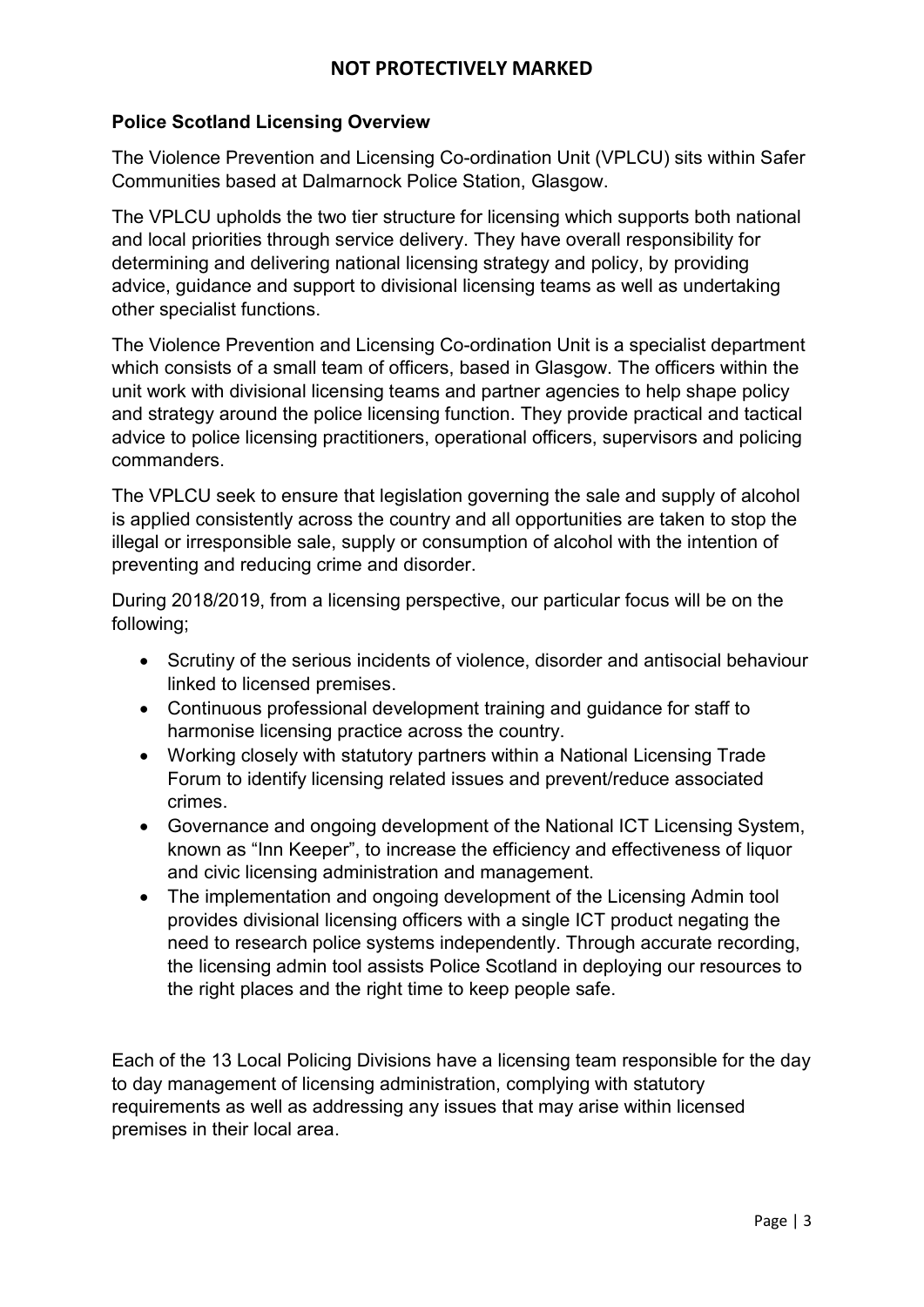**Police Scotland Licensing Overview**

The Violence Prevention and Licensing Co-ordination Unit (VPLCU) sits within Safer Communities based at Dalmarnock Police Station, Glasgow.

The VPLCU upholds the two tier structure for licensing which supports both national and local priorities through service delivery. They have overall responsibility for determining and delivering national licensing strategy and policy, by providing advice, guidance and support to divisional licensing teams as well as undertaking other specialist functions.

The Violence Prevention and Licensing Co-ordination Unit is a specialist department which consists of a small team of officers, based in Glasgow. The officers within the unit work with divisional licensing teams and partner agencies to help shape policy and strategy around the police licensing function. They provide practical and tactical advice to police licensing practitioners, operational officers, supervisors and policing commanders.

The VPLCU seek to ensure that legislation governing the sale and supply of alcohol is applied consistently across the country and all opportunities are taken to stop the illegal or irresponsible sale, supply or consumption of alcohol with the intention of preventing and reducing crime and disorder.

During 2018/2019, from a licensing perspective, our particular focus will be on the following;

- Scrutiny of the serious incidents of violence, disorder and antisocial behaviour linked to licensed premises.
- Continuous professional development training and guidance for staff to harmonise licensing practice across the country.
- Working closely with statutory partners within a National Licensing Trade Forum to identify licensing related issues and prevent/reduce associated crimes.
- Governance and ongoing development of the National ICT Licensing System, known as "Inn Keeper", to increase the efficiency and effectiveness of liquor and civic licensing administration and management.
- The implementation and ongoing development of the Licensing Admin tool provides divisional licensing officers with a single ICT product negating the need to research police systems independently. Through accurate recording, the licensing admin tool assists Police Scotland in deploying our resources to the right places and the right time to keep people safe.

Each of the 13 Local Policing Divisions have a licensing team responsible for the day to day management of licensing administration, complying with statutory requirements as well as addressing any issues that may arise within licensed premises in their local area.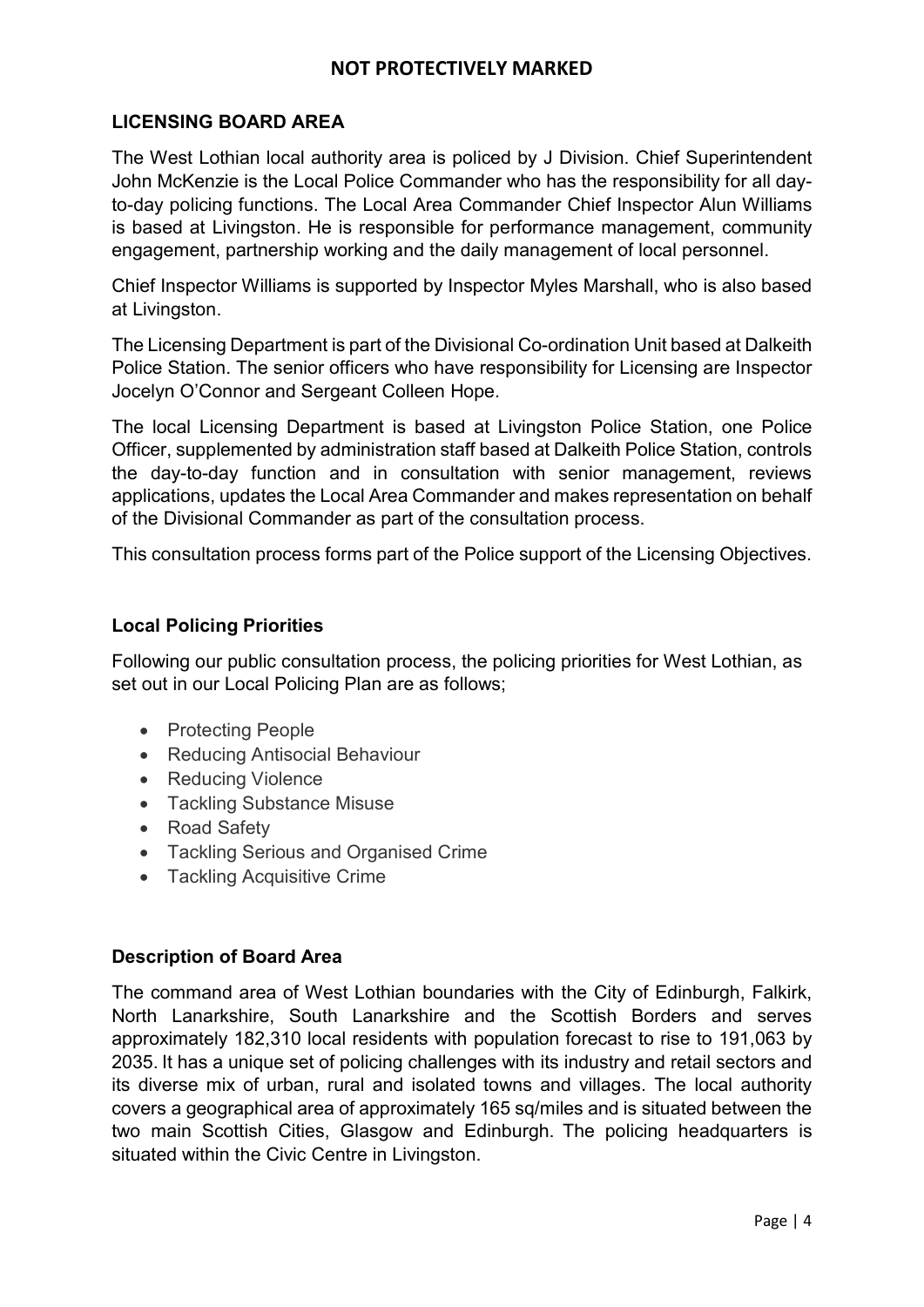## LICENSING BOARD AREA

The West Lothian local authority area is policed by J Division. Chief Superintendent John McKenzie is the Local Police Commander who has the responsibility for all day-to-day policing functions. The Local Area Commander Chief Inspector Alun Williams is based at Livingston. He is responsible for performance management, community engagement, partnership working and the daily management of local personnel.

Chief Inspector Williams is supported by Inspector Myles Marshall, who is also based at Livingston.

The Licensing Department is part of the Divisional Co-ordination Unit based at Dalkeith Police Station. The senior officers who have responsibility for Licensing are Inspector Jocelyn O'Connor and Sergeant Colleen Hope.

The local Licensing Department is based at Livingston Police Station, one Police Officer, supplemented by administration staff based at Dalkeith Police Station, controls the day-to-day function and in consultation with senior management, reviews applications, updates the Local Area Commander and makes representation on behalf of the Divisional Commander as part of the consultation process.

This consultation process forms part of the Police support of the Licensing Objectives.

### Local Policing Priorities

Following our public consultation process, the policing priorities for West Lothian, as set out in our Local Policing Plan are as follows;

- Protecting People
- Reducing Antisocial Behaviour
- Reducing Violence
- Tackling Substance Misuse
- Road Safety
- Tackling Serious and Organised Crime
- Tackling Acquisitive Crime

### Description of Board Area

The command area of West Lothian boundaries with the City of Edinburgh, Falkirk, North Lanarkshire, South Lanarkshire and the Scottish Borders and serves approximately 182,310 local residents with population forecast to rise to 191,063 by 2035. It has a unique set of policing challenges with its industry and retail sectors and its diverse mix of urban, rural and isolated towns and villages. The local authority covers a geographical area of approximately 165 sq/miles and is situated between the two main Scottish Cities, Glasgow and Edinburgh. The policing headquarters is situated within the Civic Centre in Livingston.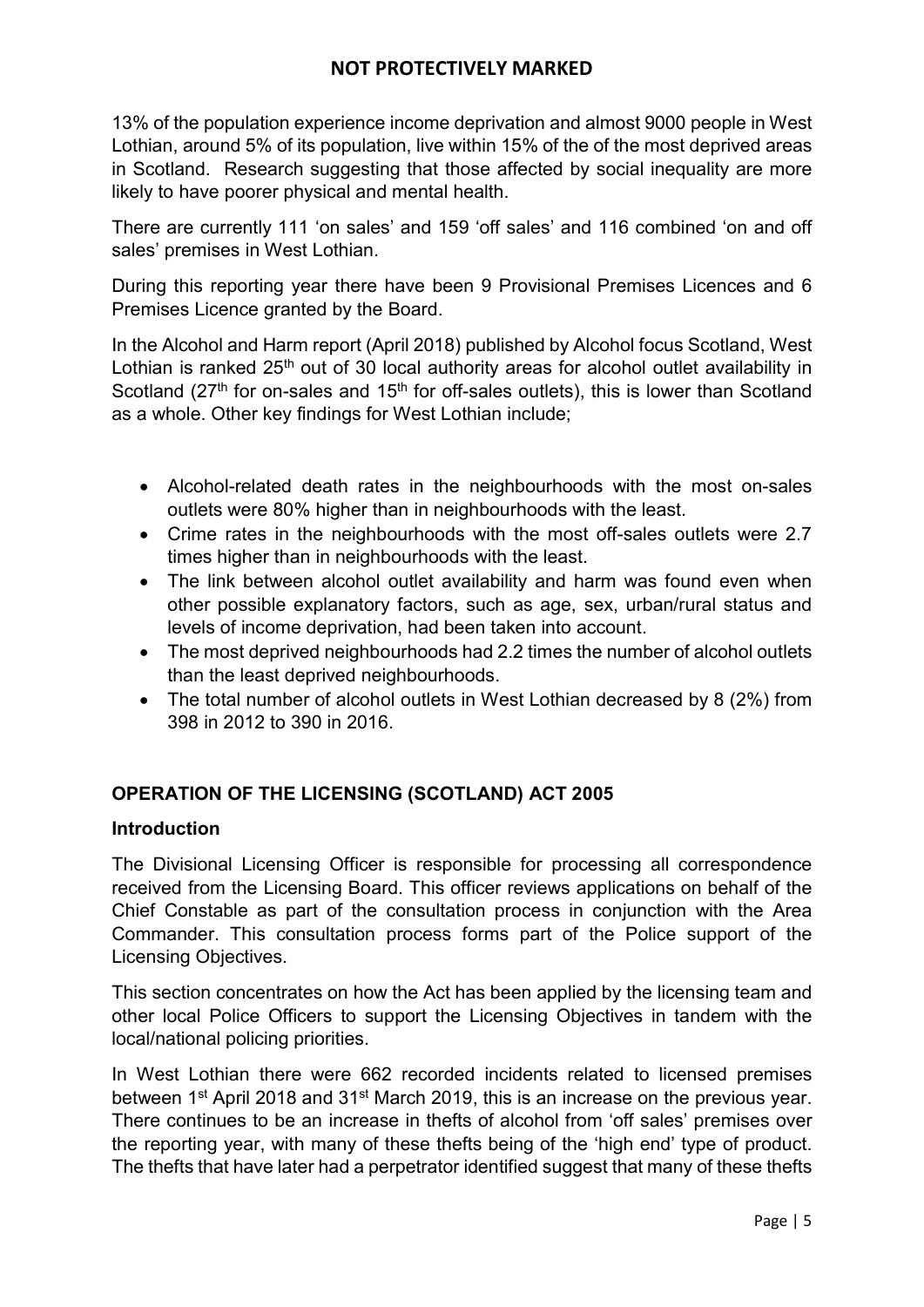13% of the population experience income deprivation and almost 9000 people in West Lothian, around 5% of its population, live within 15% of the of the most deprived areas in Scotland. Research suggesting that those affected by social inequality are more likely to have poorer physical and mental health.

There are currently 111 'on sales' and 159 'off sales' and 116 combined 'on and off sales' premises in West Lothian.

During this reporting year there have been 9 Provisional Premises Licences and 6 Premises Licence granted by the Board.

In the Alcohol and Harm report (April 2018) published by Alcohol focus Scotland, West Lothian is ranked 25th out of 30 local authority areas for alcohol outlet availability in Scotland (27th for on-sales and 15th for off-sales outlets), this is lower than Scotland as a whole. Other key findings for West Lothian include;

- Alcohol-related death rates in the neighbourhoods with the most on-sales outlets were 80% higher than in neighbourhoods with the least.
- Crime rates in the neighbourhoods with the most off-sales outlets were 2.7 times higher than in neighbourhoods with the least.
- The link between alcohol outlet availability and harm was found even when other possible explanatory factors, such as age, sex, urban/rural status and levels of income deprivation, had been taken into account.
- The most deprived neighbourhoods had 2.2 times the number of alcohol outlets than the least deprived neighbourhoods.
- The total number of alcohol outlets in West Lothian decreased by 8 (2%) from 398 in 2012 to 390 in 2016.

## OPERATION OF THE LICENSING (SCOTLAND) ACT 2005

### Introduction

The Divisional Licensing Officer is responsible for processing all correspondence received from the Licensing Board. This officer reviews applications on behalf of the Chief Constable as part of the consultation process in conjunction with the Area Commander. This consultation process forms part of the Police support of the Licensing Objectives.

This section concentrates on how the Act has been applied by the licensing team and other local Police Officers to support the Licensing Objectives in tandem with the local/national policing priorities.

In West Lothian there were 662 recorded incidents related to licensed premises between 1st April 2018 and 31st March 2019, this is an increase on the previous year. There continues to be an increase in thefts of alcohol from 'off sales' premises over the reporting year, with many of these thefts being of the 'high end' type of product. The thefts that have later had a perpetrator identified suggest that many of these thefts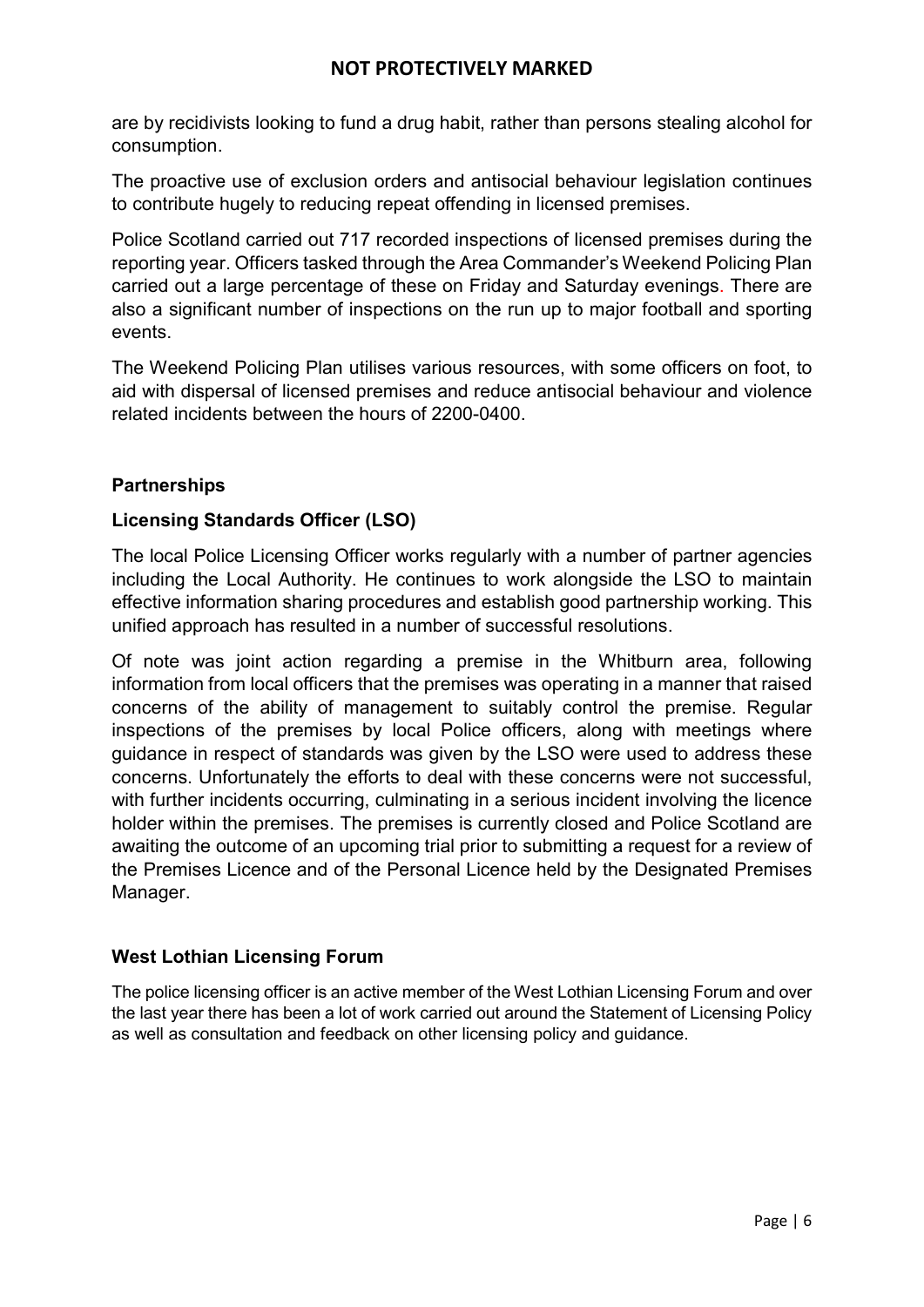are by recidivists looking to fund a drug habit, rather than persons stealing alcohol for consumption.

The proactive use of exclusion orders and antisocial behaviour legislation continues to contribute hugely to reducing repeat offending in licensed premises.

Police Scotland carried out 717 recorded inspections of licensed premises during the reporting year. Officers tasked through the Area Commander's Weekend Policing Plan carried out a large percentage of these on Friday and Saturday evenings. There are also a significant number of inspections on the run up to major football and sporting events.

The Weekend Policing Plan utilises various resources, with some officers on foot, to aid with dispersal of licensed premises and reduce antisocial behaviour and violence related incidents between the hours of 2200-0400.

## Partnerships

### Licensing Standards Officer (LSO)

The local Police Licensing Officer works regularly with a number of partner agencies including the Local Authority. He continues to work alongside the LSO to maintain effective information sharing procedures and establish good partnership working. This unified approach has resulted in a number of successful resolutions.

Of note was joint action regarding a premise in the Whitburn area, following information from local officers that the premises was operating in a manner that raised concerns of the ability of management to suitably control the premise. Regular inspections of the premises by local Police officers, along with meetings where guidance in respect of standards was given by the LSO were used to address these concerns. Unfortunately the efforts to deal with these concerns were not successful, with further incidents occurring, culminating in a serious incident involving the licence holder within the premises. The premises is currently closed and Police Scotland are awaiting the outcome of an upcoming trial prior to submitting a request for a review of the Premises Licence and of the Personal Licence held by the Designated Premises Manager.

### West Lothian Licensing Forum

The police licensing officer is an active member of the West Lothian Licensing Forum and over the last year there has been a lot of work carried out around the Statement of Licensing Policy as well as consultation and feedback on other licensing policy and guidance.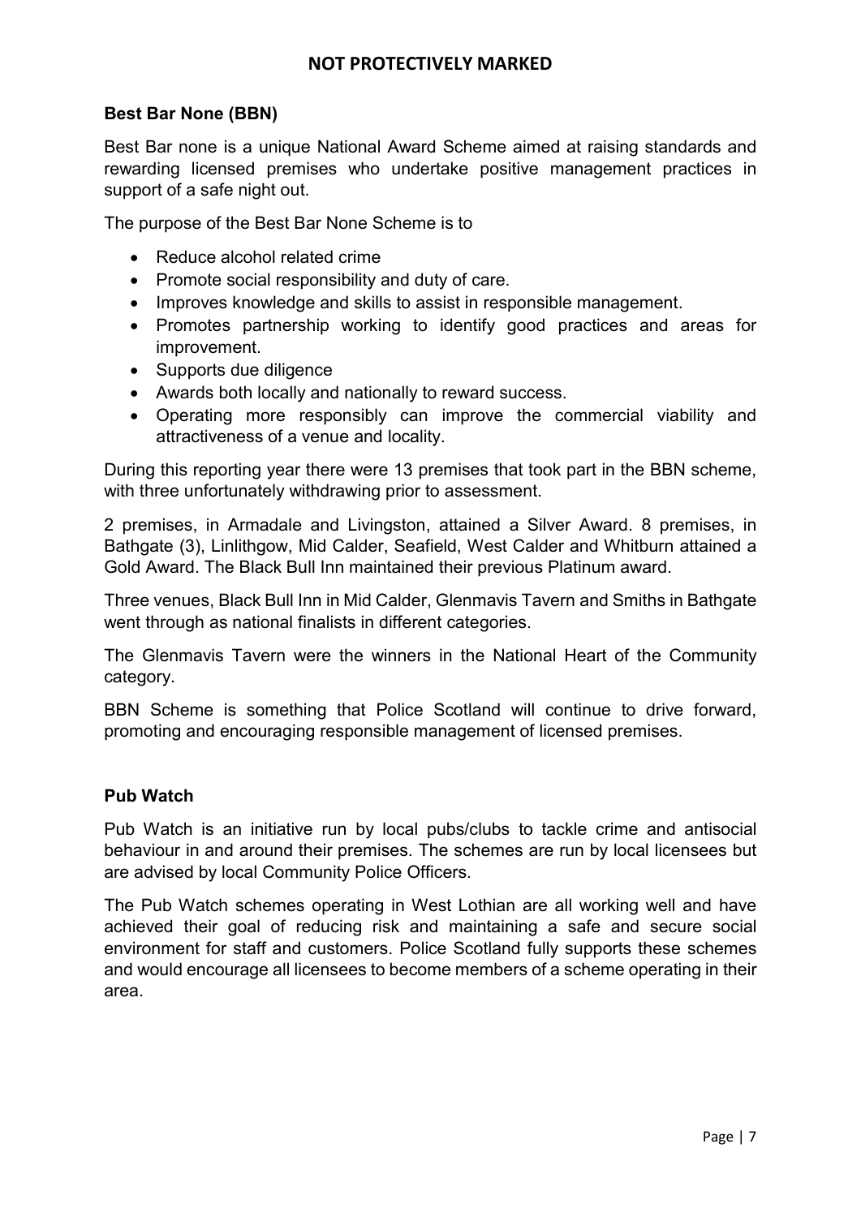### Best Bar None (BBN)

Best Bar none is a unique National Award Scheme aimed at raising standards and rewarding licensed premises who undertake positive management practices in support of a safe night out.

The purpose of the Best Bar None Scheme is to

- Reduce alcohol related crime
- Promote social responsibility and duty of care.
- Improves knowledge and skills to assist in responsible management.
- Promotes partnership working to identify good practices and areas for improvement.
- Supports due diligence
- Awards both locally and nationally to reward success.
- Operating more responsibly can improve the commercial viability and attractiveness of a venue and locality.

During this reporting year there were 13 premises that took part in the BBN scheme, with three unfortunately withdrawing prior to assessment.

2 premises, in Armadale and Livingston, attained a Silver Award. 8 premises, in Bathgate (3), Linlithgow, Mid Calder, Seafield, West Calder and Whitburn attained a Gold Award. The Black Bull Inn maintained their previous Platinum award.

Three venues, Black Bull Inn in Mid Calder, Glenmavis Tavern and Smiths in Bathgate went through as national finalists in different categories.

The Glenmavis Tavern were the winners in the National Heart of the Community category.

BBN Scheme is something that Police Scotland will continue to drive forward, promoting and encouraging responsible management of licensed premises.

### Pub Watch

Pub Watch is an initiative run by local pubs/clubs to tackle crime and antisocial behaviour in and around their premises. The schemes are run by local licensees but are advised by local Community Police Officers.

The Pub Watch schemes operating in West Lothian are all working well and have achieved their goal of reducing risk and maintaining a safe and secure social environment for staff and customers. Police Scotland fully supports these schemes and would encourage all licensees to become members of a scheme operating in their area.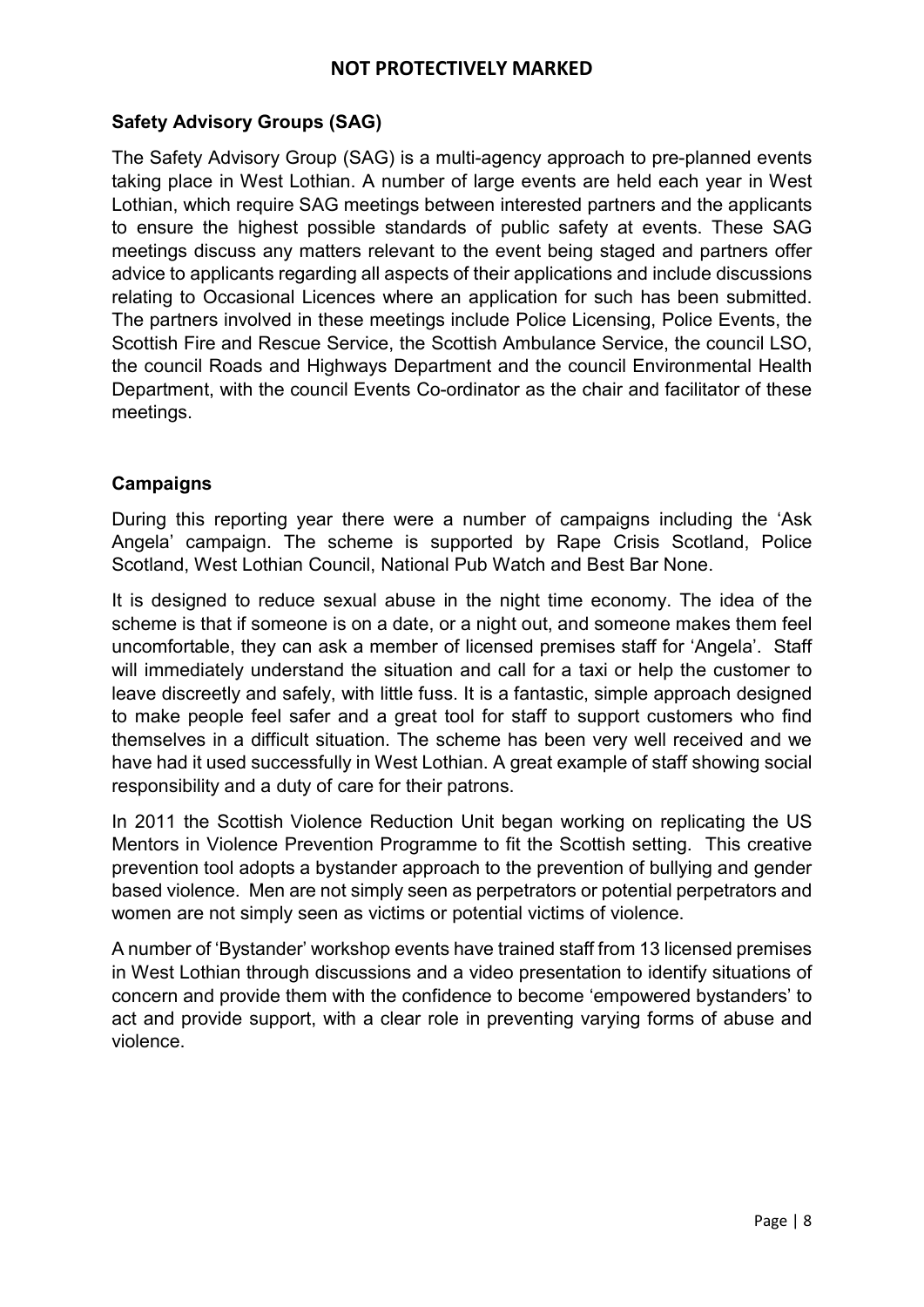### Safety Advisory Groups (SAG)

The Safety Advisory Group (SAG) is a multi-agency approach to pre-planned events taking place in West Lothian. A number of large events are held each year in West Lothian, which require SAG meetings between interested partners and the applicants to ensure the highest possible standards of public safety at events. These SAG meetings discuss any matters relevant to the event being staged and partners offer advice to applicants regarding all aspects of their applications and include discussions relating to Occasional Licences where an application for such has been submitted. The partners involved in these meetings include Police Licensing, Police Events, the Scottish Fire and Rescue Service, the Scottish Ambulance Service, the council LSO, the council Roads and Highways Department and the council Environmental Health Department, with the council Events Co-ordinator as the chair and facilitator of these meetings.

### Campaigns

During this reporting year there were a number of campaigns including the 'Ask Angela' campaign. The scheme is supported by Rape Crisis Scotland, Police Scotland, West Lothian Council, National Pub Watch and Best Bar None.

It is designed to reduce sexual abuse in the night time economy. The idea of the scheme is that if someone is on a date, or a night out, and someone makes them feel uncomfortable, they can ask a member of licensed premises staff for 'Angela'. Staff will immediately understand the situation and call for a taxi or help the customer to leave discreetly and safely, with little fuss. It is a fantastic, simple approach designed to make people feel safer and a great tool for staff to support customers who find themselves in a difficult situation. The scheme has been very well received and we have had it used successfully in West Lothian. A great example of staff showing social responsibility and a duty of care for their patrons.

In 2011 the Scottish Violence Reduction Unit began working on replicating the US Mentors in Violence Prevention Programme to fit the Scottish setting. This creative prevention tool adopts a bystander approach to the prevention of bullying and gender based violence. Men are not simply seen as perpetrators or potential perpetrators and women are not simply seen as victims or potential victims of violence.

A number of 'Bystander' workshop events have trained staff from 13 licensed premises in West Lothian through discussions and a video presentation to identify situations of concern and provide them with the confidence to become 'empowered bystanders' to act and provide support, with a clear role in preventing varying forms of abuse and violence.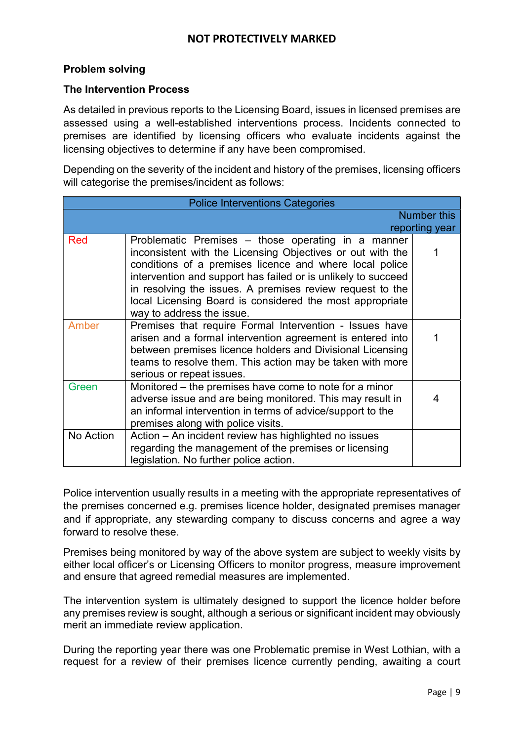## Problem solving

### The Intervention Process

As detailed in previous reports to the Licensing Board, issues in licensed premises are assessed using a well-established interventions process. Incidents connected to premises are identified by licensing officers who evaluate incidents against the licensing objectives to determine if any have been compromised.

Depending on the severity of the incident and history of the premises, licensing officers will categorise the premises/incident as follows:

| Police Interventions Categories | | |
|---|---|---|
| | | Number this reporting year |
| Red | Problematic Premises – those operating in a manner inconsistent with the Licensing Objectives or out with the conditions of a premises licence and where local police intervention and support has failed or is unlikely to succeed in resolving the issues. A premises review request to the local Licensing Board is considered the most appropriate way to address the issue. | 1 |
| Amber | Premises that require Formal Intervention - Issues have arisen and a formal intervention agreement is entered into between premises licence holders and Divisional Licensing teams to resolve them. This action may be taken with more serious or repeat issues. | 1 |
| Green | Monitored – the premises have come to note for a minor adverse issue and are being monitored. This may result in an informal intervention in terms of advice/support to the premises along with police visits. | 4 |
| No Action | Action – An incident review has highlighted no issues regarding the management of the premises or licensing legislation. No further police action. | |

Police intervention usually results in a meeting with the appropriate representatives of the premises concerned e.g. premises licence holder, designated premises manager and if appropriate, any stewarding company to discuss concerns and agree a way forward to resolve these.

Premises being monitored by way of the above system are subject to weekly visits by either local officer's or Licensing Officers to monitor progress, measure improvement and ensure that agreed remedial measures are implemented.

The intervention system is ultimately designed to support the licence holder before any premises review is sought, although a serious or significant incident may obviously merit an immediate review application.

During the reporting year there was one Problematic premise in West Lothian, with a request for a review of their premises licence currently pending, awaiting a court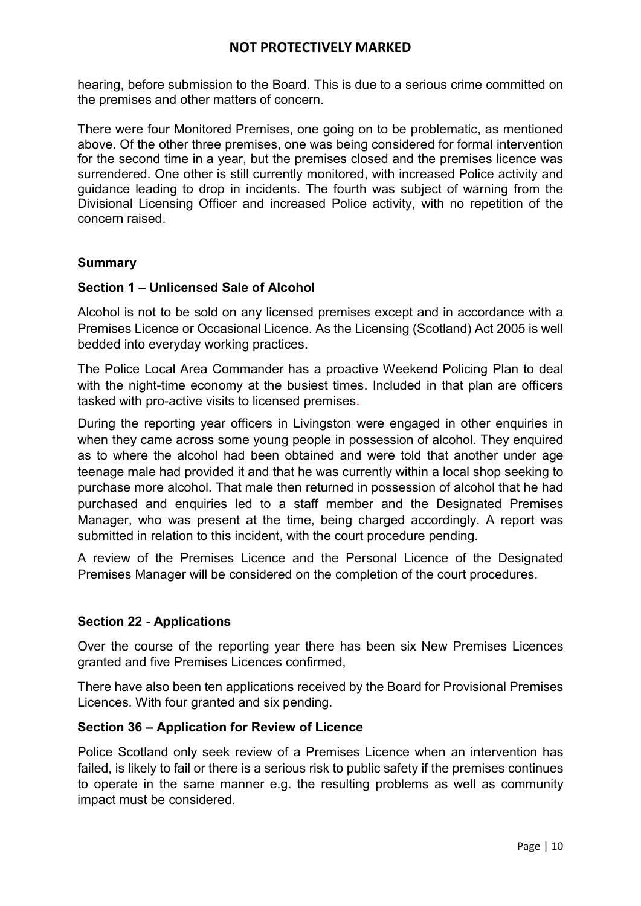hearing, before submission to the Board. This is due to a serious crime committed on the premises and other matters of concern.

There were four Monitored Premises, one going on to be problematic, as mentioned above. Of the other three premises, one was being considered for formal intervention for the second time in a year, but the premises closed and the premises licence was surrendered. One other is still currently monitored, with increased Police activity and guidance leading to drop in incidents. The fourth was subject of warning from the Divisional Licensing Officer and increased Police activity, with no repetition of the concern raised.

## Summary

### Section 1 – Unlicensed Sale of Alcohol

Alcohol is not to be sold on any licensed premises except and in accordance with a Premises Licence or Occasional Licence. As the Licensing (Scotland) Act 2005 is well bedded into everyday working practices.

The Police Local Area Commander has a proactive Weekend Policing Plan to deal with the night-time economy at the busiest times. Included in that plan are officers tasked with pro-active visits to licensed premises.

During the reporting year officers in Livingston were engaged in other enquiries in when they came across some young people in possession of alcohol. They enquired as to where the alcohol had been obtained and were told that another under age teenage male had provided it and that he was currently within a local shop seeking to purchase more alcohol. That male then returned in possession of alcohol that he had purchased and enquiries led to a staff member and the Designated Premises Manager, who was present at the time, being charged accordingly. A report was submitted in relation to this incident, with the court procedure pending.

A review of the Premises Licence and the Personal Licence of the Designated Premises Manager will be considered on the completion of the court procedures.

### Section 22 - Applications

Over the course of the reporting year there has been six New Premises Licences granted and five Premises Licences confirmed,

There have also been ten applications received by the Board for Provisional Premises Licences. With four granted and six pending.

### Section 36 – Application for Review of Licence

Police Scotland only seek review of a Premises Licence when an intervention has failed, is likely to fail or there is a serious risk to public safety if the premises continues to operate in the same manner e.g. the resulting problems as well as community impact must be considered.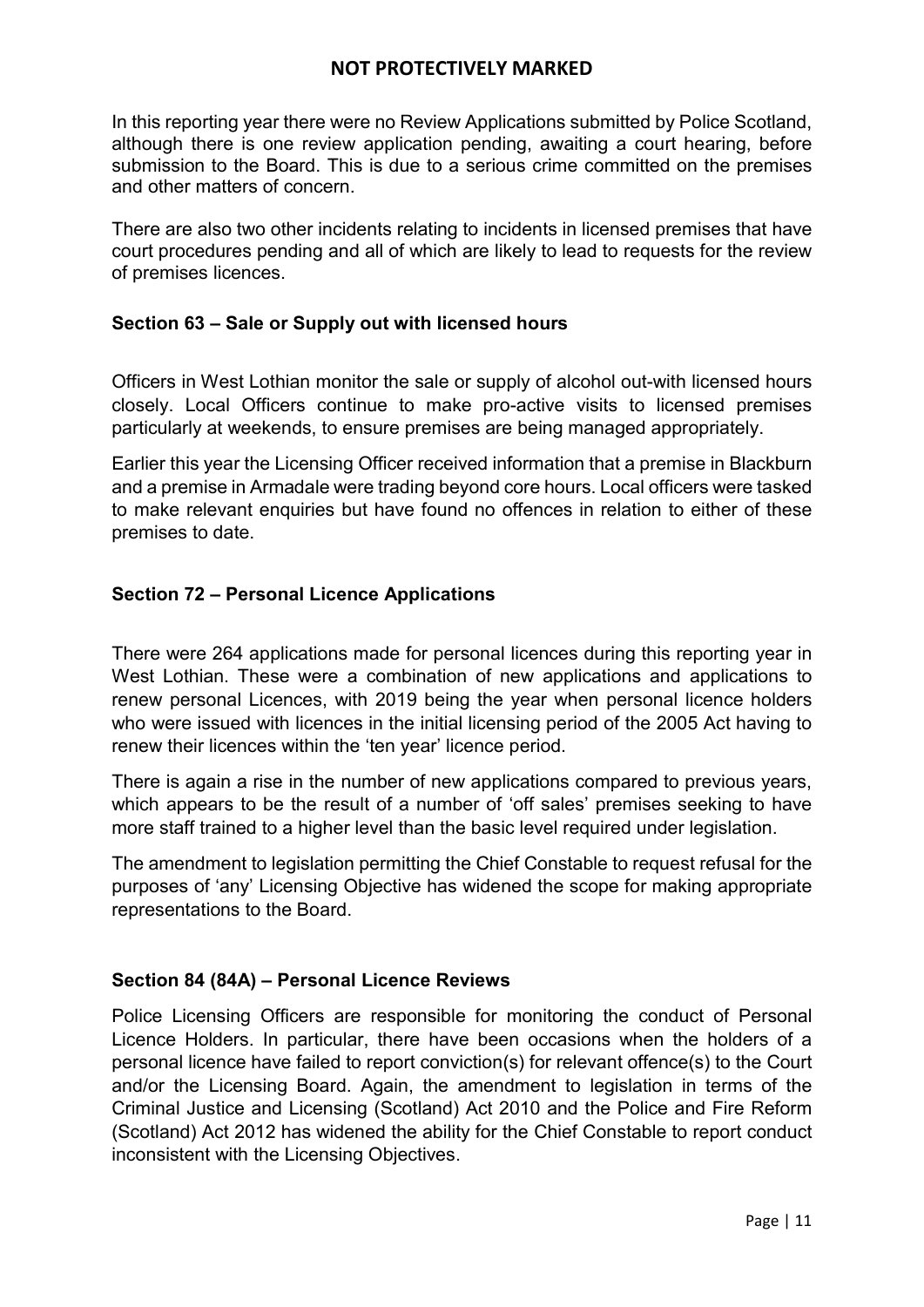In this reporting year there were no Review Applications submitted by Police Scotland, although there is one review application pending, awaiting a court hearing, before submission to the Board. This is due to a serious crime committed on the premises and other matters of concern.

There are also two other incidents relating to incidents in licensed premises that have court procedures pending and all of which are likely to lead to requests for the review of premises licences.

### Section 63 – Sale or Supply out with licensed hours

Officers in West Lothian monitor the sale or supply of alcohol out-with licensed hours closely. Local Officers continue to make pro-active visits to licensed premises particularly at weekends, to ensure premises are being managed appropriately.

Earlier this year the Licensing Officer received information that a premise in Blackburn and a premise in Armadale were trading beyond core hours. Local officers were tasked to make relevant enquiries but have found no offences in relation to either of these premises to date.

### Section 72 – Personal Licence Applications

There were 264 applications made for personal licences during this reporting year in West Lothian. These were a combination of new applications and applications to renew personal Licences, with 2019 being the year when personal licence holders who were issued with licences in the initial licensing period of the 2005 Act having to renew their licences within the 'ten year' licence period.

There is again a rise in the number of new applications compared to previous years, which appears to be the result of a number of 'off sales' premises seeking to have more staff trained to a higher level than the basic level required under legislation.

The amendment to legislation permitting the Chief Constable to request refusal for the purposes of 'any' Licensing Objective has widened the scope for making appropriate representations to the Board.

### Section 84 (84A) – Personal Licence Reviews

Police Licensing Officers are responsible for monitoring the conduct of Personal Licence Holders. In particular, there have been occasions when the holders of a personal licence have failed to report conviction(s) for relevant offence(s) to the Court and/or the Licensing Board. Again, the amendment to legislation in terms of the Criminal Justice and Licensing (Scotland) Act 2010 and the Police and Fire Reform (Scotland) Act 2012 has widened the ability for the Chief Constable to report conduct inconsistent with the Licensing Objectives.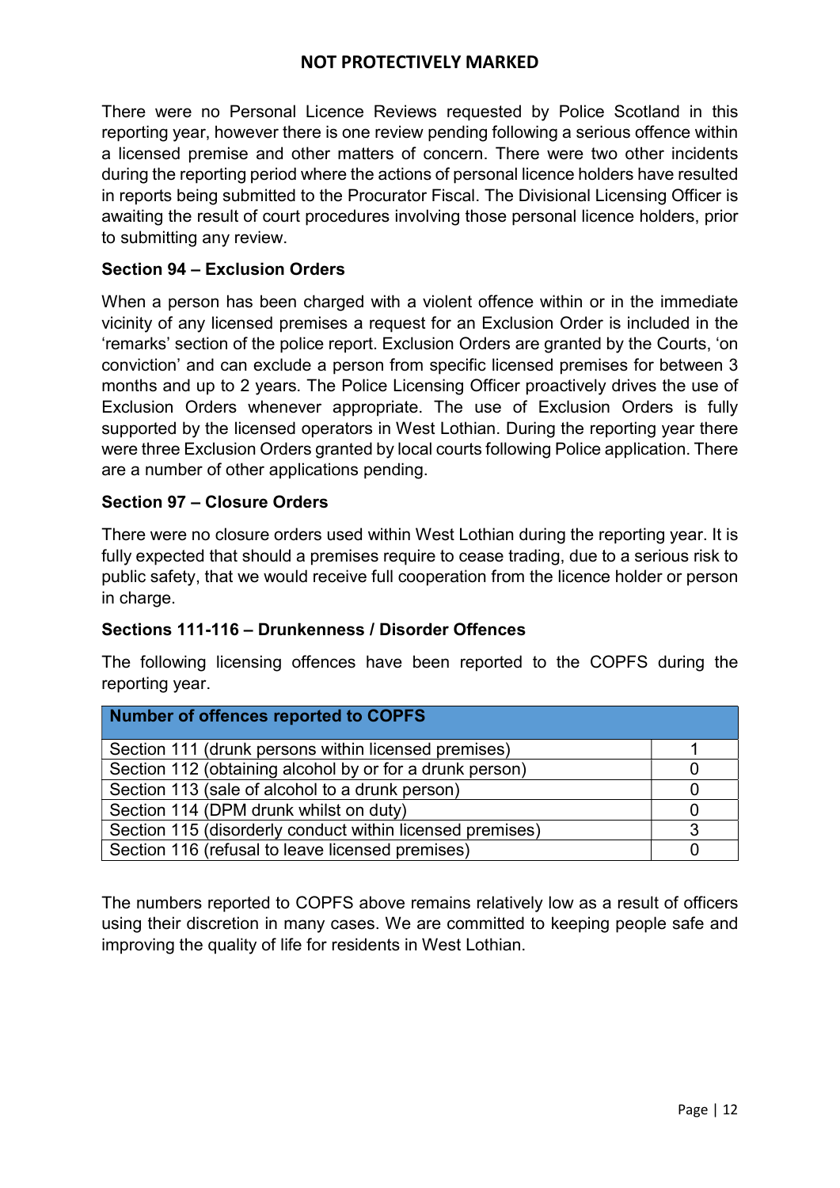There were no Personal Licence Reviews requested by Police Scotland in this reporting year, however there is one review pending following a serious offence within a licensed premise and other matters of concern. There were two other incidents during the reporting period where the actions of personal licence holders have resulted in reports being submitted to the Procurator Fiscal. The Divisional Licensing Officer is awaiting the result of court procedures involving those personal licence holders, prior to submitting any review.

**Section 94 – Exclusion Orders**

When a person has been charged with a violent offence within or in the immediate vicinity of any licensed premises a request for an Exclusion Order is included in the 'remarks' section of the police report. Exclusion Orders are granted by the Courts, 'on conviction' and can exclude a person from specific licensed premises for between 3 months and up to 2 years. The Police Licensing Officer proactively drives the use of Exclusion Orders whenever appropriate. The use of Exclusion Orders is fully supported by the licensed operators in West Lothian. During the reporting year there were three Exclusion Orders granted by local courts following Police application. There are a number of other applications pending.

**Section 97 – Closure Orders**

There were no closure orders used within West Lothian during the reporting year. It is fully expected that should a premises require to cease trading, due to a serious risk to public safety, that we would receive full cooperation from the licence holder or person in charge.

**Sections 111-116 – Drunkenness / Disorder Offences**

The following licensing offences have been reported to the COPFS during the reporting year.

| Number of offences reported to COPFS | |
|---|---|
| Section 111 (drunk persons within licensed premises) | 1 |
| Section 112 (obtaining alcohol by or for a drunk person) | 0 |
| Section 113 (sale of alcohol to a drunk person) | 0 |
| Section 114 (DPM drunk whilst on duty) | 0 |
| Section 115 (disorderly conduct within licensed premises) | 3 |
| Section 116 (refusal to leave licensed premises) | 0 |

The numbers reported to COPFS above remains relatively low as a result of officers using their discretion in many cases. We are committed to keeping people safe and improving the quality of life for residents in West Lothian.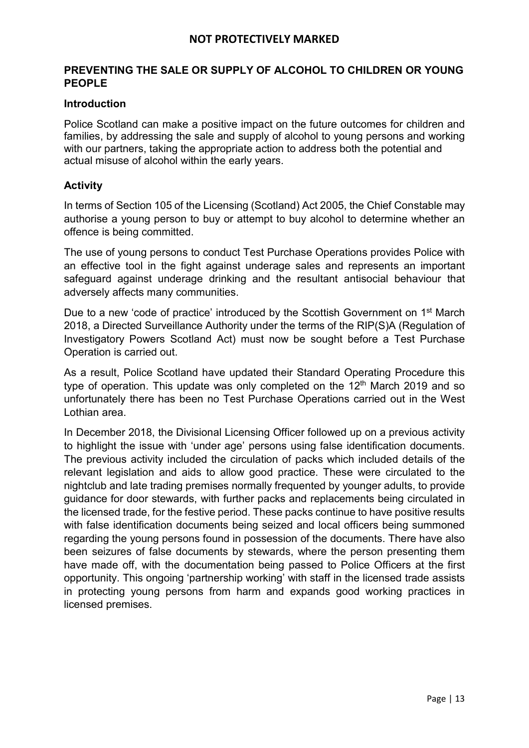## PREVENTING THE SALE OR SUPPLY OF ALCOHOL TO CHILDREN OR YOUNG PEOPLE

### Introduction

Police Scotland can make a positive impact on the future outcomes for children and families, by addressing the sale and supply of alcohol to young persons and working with our partners, taking the appropriate action to address both the potential and actual misuse of alcohol within the early years.

### Activity

In terms of Section 105 of the Licensing (Scotland) Act 2005, the Chief Constable may authorise a young person to buy or attempt to buy alcohol to determine whether an offence is being committed.

The use of young persons to conduct Test Purchase Operations provides Police with an effective tool in the fight against underage sales and represents an important safeguard against underage drinking and the resultant antisocial behaviour that adversely affects many communities.

Due to a new 'code of practice' introduced by the Scottish Government on 1st March 2018, a Directed Surveillance Authority under the terms of the RIP(S)A (Regulation of Investigatory Powers Scotland Act) must now be sought before a Test Purchase Operation is carried out.

As a result, Police Scotland have updated their Standard Operating Procedure this type of operation. This update was only completed on the 12th March 2019 and so unfortunately there has been no Test Purchase Operations carried out in the West Lothian area.

In December 2018, the Divisional Licensing Officer followed up on a previous activity to highlight the issue with 'under age' persons using false identification documents. The previous activity included the circulation of packs which included details of the relevant legislation and aids to allow good practice. These were circulated to the nightclub and late trading premises normally frequented by younger adults, to provide guidance for door stewards, with further packs and replacements being circulated in the licensed trade, for the festive period. These packs continue to have positive results with false identification documents being seized and local officers being summoned regarding the young persons found in possession of the documents. There have also been seizures of false documents by stewards, where the person presenting them have made off, with the documentation being passed to Police Officers at the first opportunity. This ongoing 'partnership working' with staff in the licensed trade assists in protecting young persons from harm and expands good working practices in licensed premises.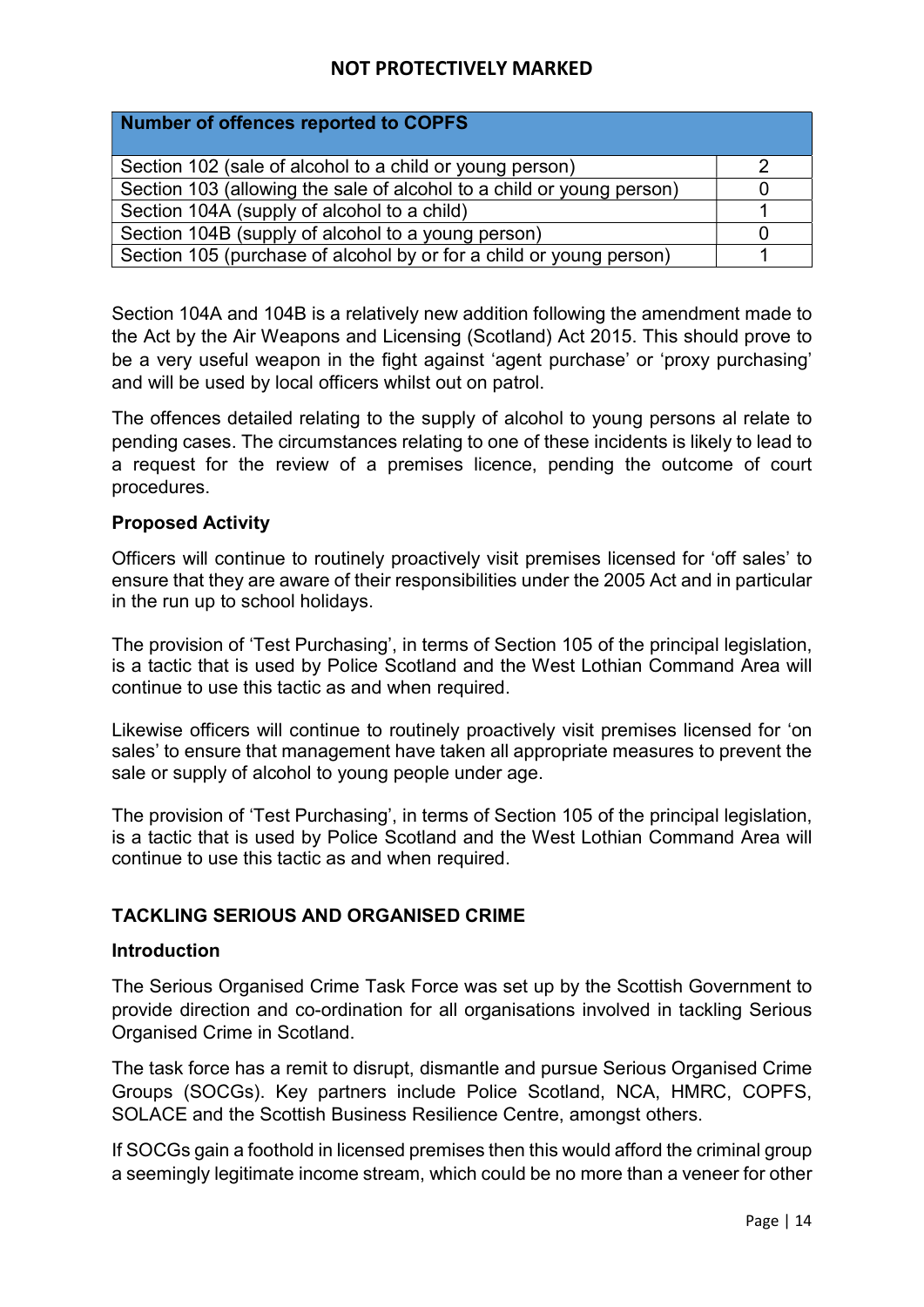| Number of offences reported to COPFS | |
|---|---|
| Section 102 (sale of alcohol to a child or young person) | 2 |
| Section 103 (allowing the sale of alcohol to a child or young person) | 0 |
| Section 104A (supply of alcohol to a child) | 1 |
| Section 104B (supply of alcohol to a young person) | 0 |
| Section 105 (purchase of alcohol by or for a child or young person) | 1 |

Section 104A and 104B is a relatively new addition following the amendment made to the Act by the Air Weapons and Licensing (Scotland) Act 2015. This should prove to be a very useful weapon in the fight against 'agent purchase' or 'proxy purchasing' and will be used by local officers whilst out on patrol.

The offences detailed relating to the supply of alcohol to young persons al relate to pending cases. The circumstances relating to one of these incidents is likely to lead to a request for the review of a premises licence, pending the outcome of court procedures.

**Proposed Activity**

Officers will continue to routinely proactively visit premises licensed for 'off sales' to ensure that they are aware of their responsibilities under the 2005 Act and in particular in the run up to school holidays.

The provision of 'Test Purchasing', in terms of Section 105 of the principal legislation, is a tactic that is used by Police Scotland and the West Lothian Command Area will continue to use this tactic as and when required.

Likewise officers will continue to routinely proactively visit premises licensed for 'on sales' to ensure that management have taken all appropriate measures to prevent the sale or supply of alcohol to young people under age.

The provision of 'Test Purchasing', in terms of Section 105 of the principal legislation, is a tactic that is used by Police Scotland and the West Lothian Command Area will continue to use this tactic as and when required.

## TACKLING SERIOUS AND ORGANISED CRIME

**Introduction**

The Serious Organised Crime Task Force was set up by the Scottish Government to provide direction and co-ordination for all organisations involved in tackling Serious Organised Crime in Scotland.

The task force has a remit to disrupt, dismantle and pursue Serious Organised Crime Groups (SOCGs). Key partners include Police Scotland, NCA, HMRC, COPFS, SOLACE and the Scottish Business Resilience Centre, amongst others.

If SOCGs gain a foothold in licensed premises then this would afford the criminal group a seemingly legitimate income stream, which could be no more than a veneer for other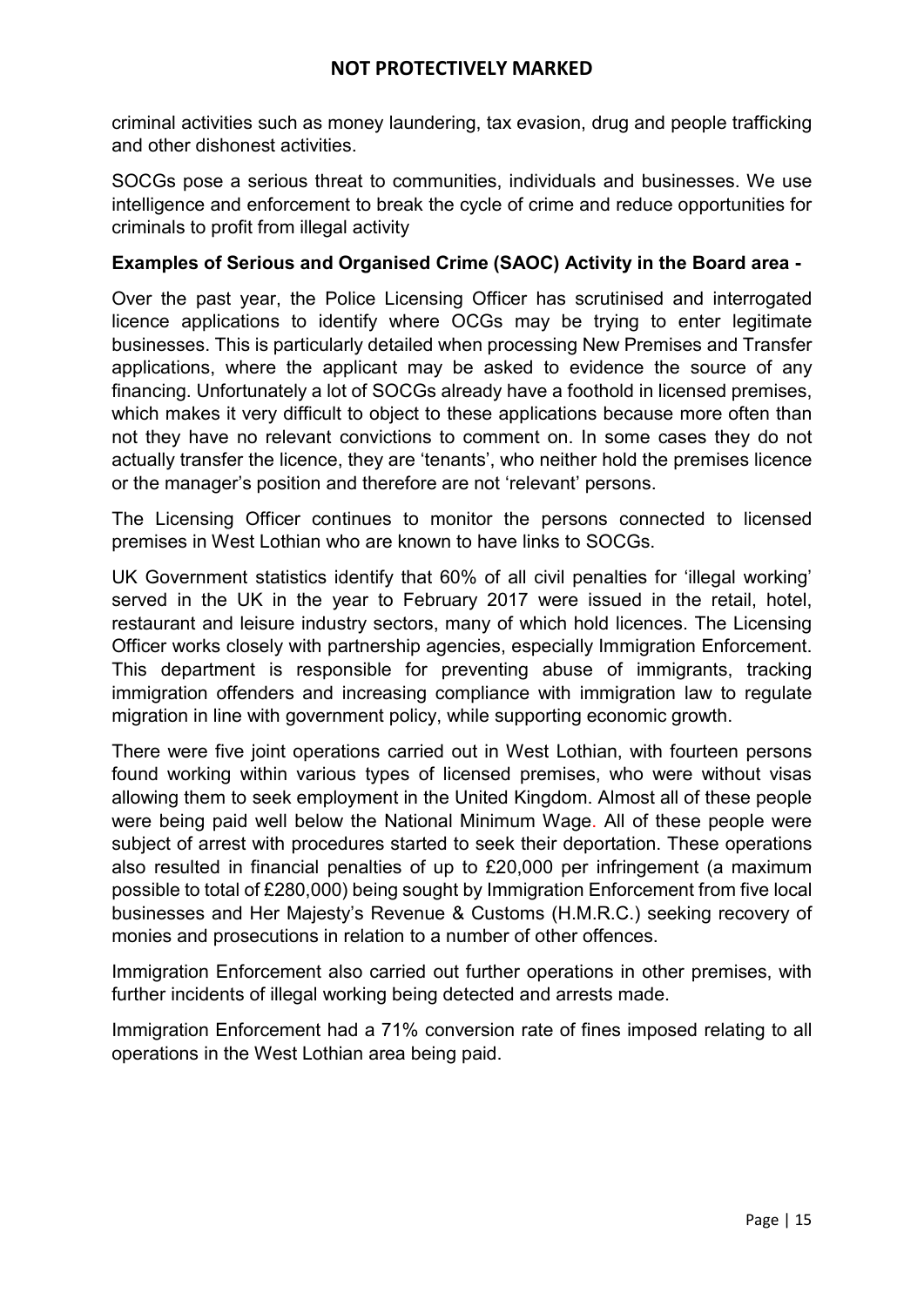criminal activities such as money laundering, tax evasion, drug and people trafficking and other dishonest activities.

SOCGs pose a serious threat to communities, individuals and businesses. We use intelligence and enforcement to break the cycle of crime and reduce opportunities for criminals to profit from illegal activity

**Examples of Serious and Organised Crime (SAOC) Activity in the Board area -**

Over the past year, the Police Licensing Officer has scrutinised and interrogated licence applications to identify where OCGs may be trying to enter legitimate businesses. This is particularly detailed when processing New Premises and Transfer applications, where the applicant may be asked to evidence the source of any financing. Unfortunately a lot of SOCGs already have a foothold in licensed premises, which makes it very difficult to object to these applications because more often than not they have no relevant convictions to comment on. In some cases they do not actually transfer the licence, they are 'tenants', who neither hold the premises licence or the manager's position and therefore are not 'relevant' persons.

The Licensing Officer continues to monitor the persons connected to licensed premises in West Lothian who are known to have links to SOCGs.

UK Government statistics identify that 60% of all civil penalties for 'illegal working' served in the UK in the year to February 2017 were issued in the retail, hotel, restaurant and leisure industry sectors, many of which hold licences. The Licensing Officer works closely with partnership agencies, especially Immigration Enforcement. This department is responsible for preventing abuse of immigrants, tracking immigration offenders and increasing compliance with immigration law to regulate migration in line with government policy, while supporting economic growth.

There were five joint operations carried out in West Lothian, with fourteen persons found working within various types of licensed premises, who were without visas allowing them to seek employment in the United Kingdom. Almost all of these people were being paid well below the National Minimum Wage. All of these people were subject of arrest with procedures started to seek their deportation. These operations also resulted in financial penalties of up to £20,000 per infringement (a maximum possible to total of £280,000) being sought by Immigration Enforcement from five local businesses and Her Majesty's Revenue & Customs (H.M.R.C.) seeking recovery of monies and prosecutions in relation to a number of other offences.

Immigration Enforcement also carried out further operations in other premises, with further incidents of illegal working being detected and arrests made.

Immigration Enforcement had a 71% conversion rate of fines imposed relating to all operations in the West Lothian area being paid.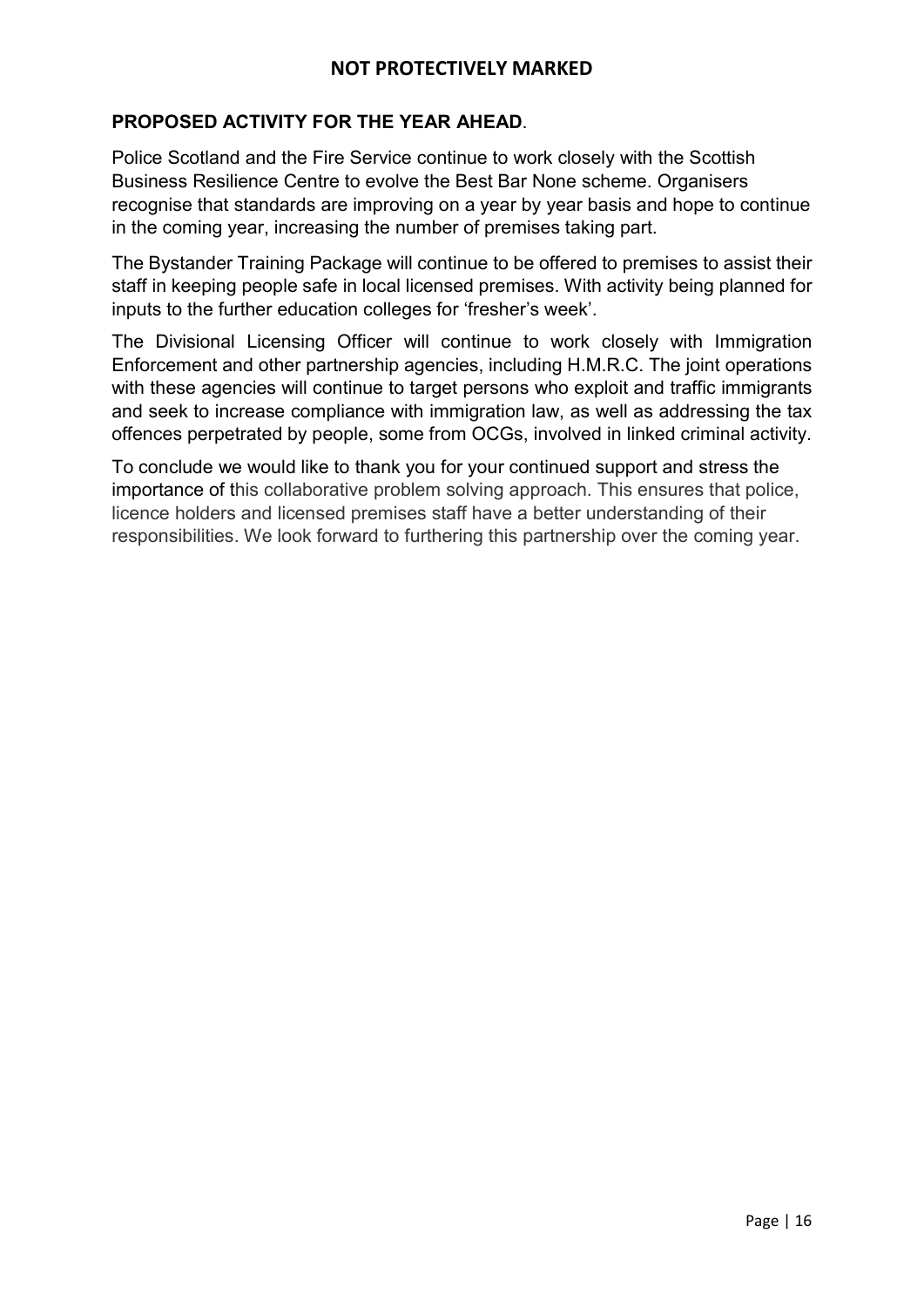**PROPOSED ACTIVITY FOR THE YEAR AHEAD**.

Police Scotland and the Fire Service continue to work closely with the Scottish Business Resilience Centre to evolve the Best Bar None scheme. Organisers recognise that standards are improving on a year by year basis and hope to continue in the coming year, increasing the number of premises taking part.

The Bystander Training Package will continue to be offered to premises to assist their staff in keeping people safe in local licensed premises. With activity being planned for inputs to the further education colleges for 'fresher's week'.

The Divisional Licensing Officer will continue to work closely with Immigration Enforcement and other partnership agencies, including H.M.R.C. The joint operations with these agencies will continue to target persons who exploit and traffic immigrants and seek to increase compliance with immigration law, as well as addressing the tax offences perpetrated by people, some from OCGs, involved in linked criminal activity.

To conclude we would like to thank you for your continued support and stress the importance of this collaborative problem solving approach. This ensures that police, licence holders and licensed premises staff have a better understanding of their responsibilities. We look forward to furthering this partnership over the coming year.